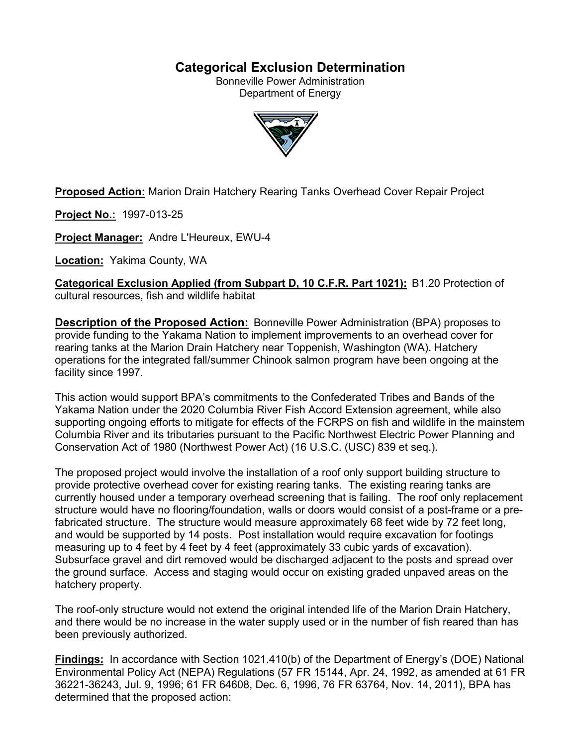# Categorical Exclusion Determination

Bonneville Power Administration
Department of Energy

**Proposed Action:** Marion Drain Hatchery Rearing Tanks Overhead Cover Repair Project

**Project No.:** 1997-013-25

**Project Manager:** Andre L'Heureux, EWU-4

**Location:** Yakima County, WA

**Categorical Exclusion Applied (from Subpart D, 10 C.F.R. Part 1021):** B1.20 Protection of cultural resources, fish and wildlife habitat

**Description of the Proposed Action:** Bonneville Power Administration (BPA) proposes to provide funding to the Yakama Nation to implement improvements to an overhead cover for rearing tanks at the Marion Drain Hatchery near Toppenish, Washington (WA). Hatchery operations for the integrated fall/summer Chinook salmon program have been ongoing at the facility since 1997.

This action would support BPA's commitments to the Confederated Tribes and Bands of the Yakama Nation under the 2020 Columbia River Fish Accord Extension agreement, while also supporting ongoing efforts to mitigate for effects of the FCRPS on fish and wildlife in the mainstem Columbia River and its tributaries pursuant to the Pacific Northwest Electric Power Planning and Conservation Act of 1980 (Northwest Power Act) (16 U.S.C. (USC) 839 et seq.).

The proposed project would involve the installation of a roof only support building structure to provide protective overhead cover for existing rearing tanks. The existing rearing tanks are currently housed under a temporary overhead screening that is failing. The roof only replacement structure would have no flooring/foundation, walls or doors would consist of a post-frame or a pre-fabricated structure. The structure would measure approximately 68 feet wide by 72 feet long, and would be supported by 14 posts. Post installation would require excavation for footings measuring up to 4 feet by 4 feet by 4 feet (approximately 33 cubic yards of excavation). Subsurface gravel and dirt removed would be discharged adjacent to the posts and spread over the ground surface. Access and staging would occur on existing graded unpaved areas on the hatchery property.

The roof-only structure would not extend the original intended life of the Marion Drain Hatchery, and there would be no increase in the water supply used or in the number of fish reared than has been previously authorized.

**Findings:** In accordance with Section 1021.410(b) of the Department of Energy's (DOE) National Environmental Policy Act (NEPA) Regulations (57 FR 15144, Apr. 24, 1992, as amended at 61 FR 36221-36243, Jul. 9, 1996; 61 FR 64608, Dec. 6, 1996, 76 FR 63764, Nov. 14, 2011), BPA has determined that the proposed action: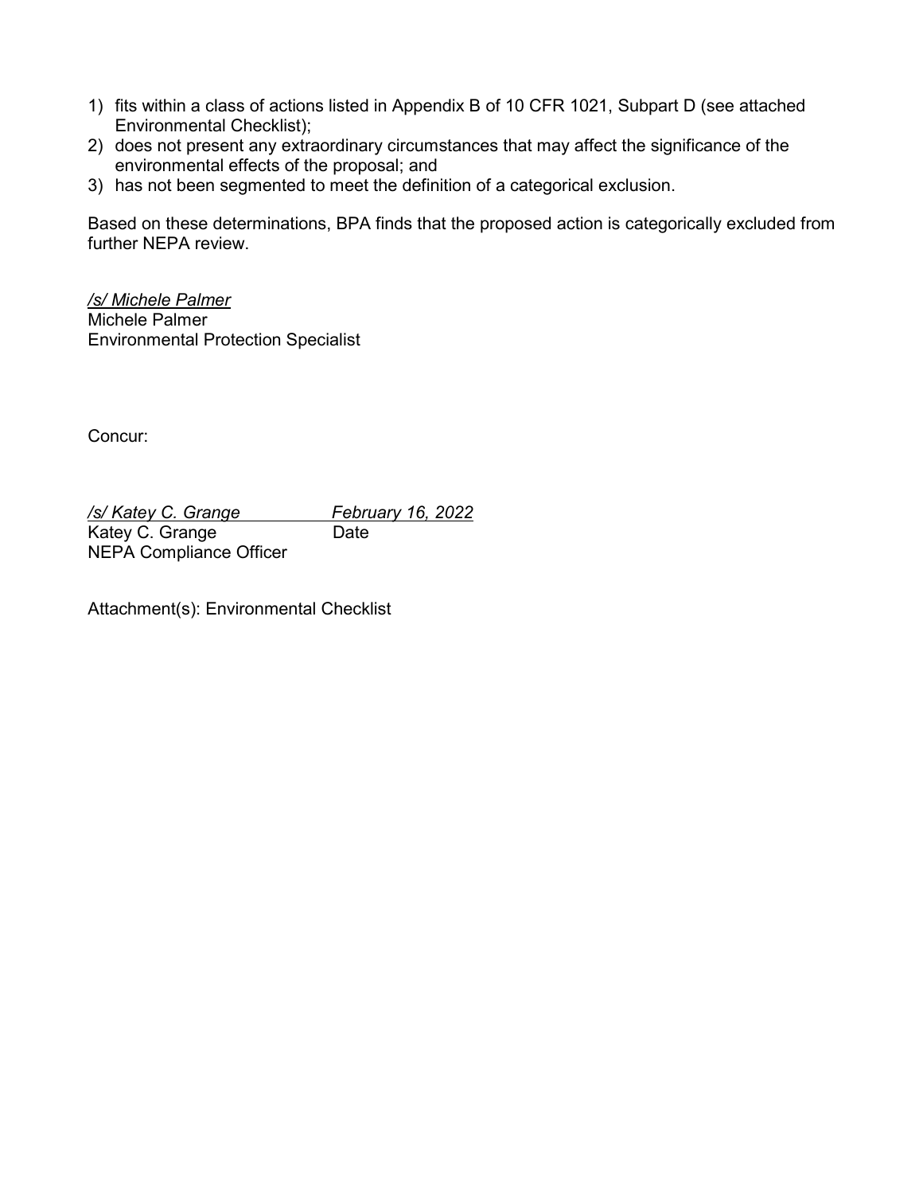1) fits within a class of actions listed in Appendix B of 10 CFR 1021, Subpart D (see attached Environmental Checklist);
2) does not present any extraordinary circumstances that may affect the significance of the environmental effects of the proposal; and
3) has not been segmented to meet the definition of a categorical exclusion.

Based on these determinations, BPA finds that the proposed action is categorically excluded from further NEPA review.

*/s/ Michele Palmer*
Michele Palmer
Environmental Protection Specialist

Concur:

*/s/ Katey C. Grange* *February 16, 2022*
Katey C. Grange Date
NEPA Compliance Officer

Attachment(s): Environmental Checklist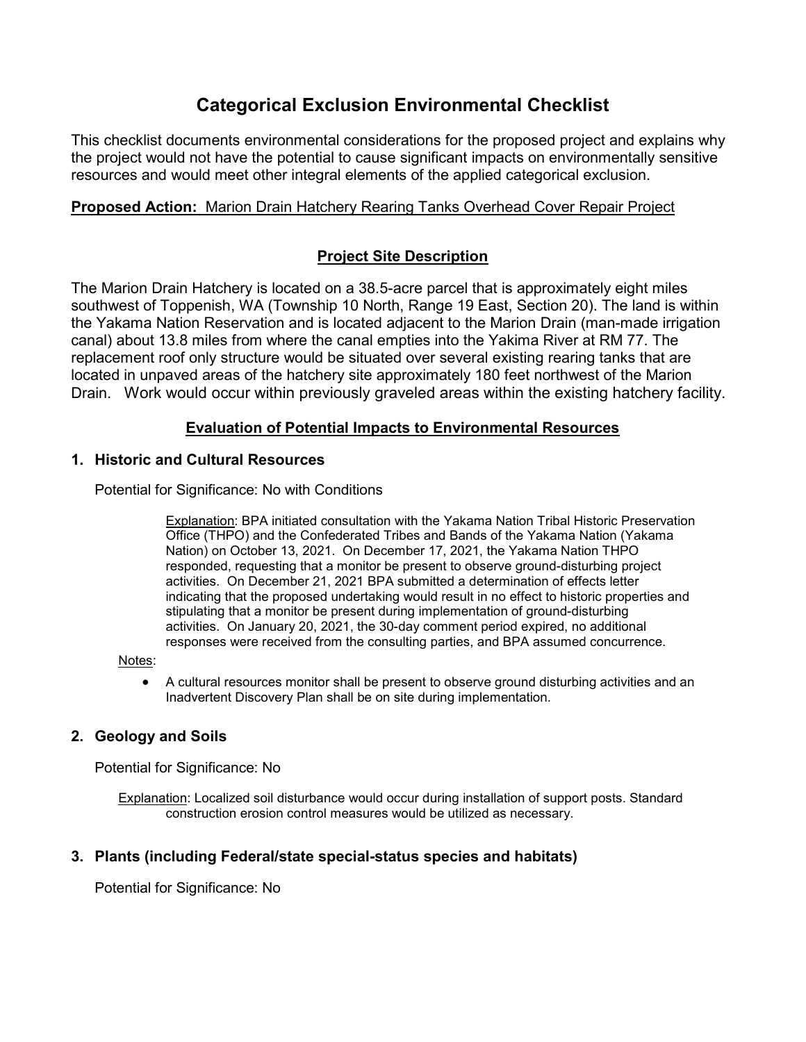# Categorical Exclusion Environmental Checklist

This checklist documents environmental considerations for the proposed project and explains why the project would not have the potential to cause significant impacts on environmentally sensitive resources and would meet other integral elements of the applied categorical exclusion.

**Proposed Action:** Marion Drain Hatchery Rearing Tanks Overhead Cover Repair Project

## Project Site Description

The Marion Drain Hatchery is located on a 38.5-acre parcel that is approximately eight miles southwest of Toppenish, WA (Township 10 North, Range 19 East, Section 20). The land is within the Yakama Nation Reservation and is located adjacent to the Marion Drain (man-made irrigation canal) about 13.8 miles from where the canal empties into the Yakima River at RM 77. The replacement roof only structure would be situated over several existing rearing tanks that are located in unpaved areas of the hatchery site approximately 180 feet northwest of the Marion Drain. Work would occur within previously graveled areas within the existing hatchery facility.

## Evaluation of Potential Impacts to Environmental Resources

### 1. Historic and Cultural Resources

Potential for Significance: No with Conditions

Explanation: BPA initiated consultation with the Yakama Nation Tribal Historic Preservation Office (THPO) and the Confederated Tribes and Bands of the Yakama Nation (Yakama Nation) on October 13, 2021. On December 17, 2021, the Yakama Nation THPO responded, requesting that a monitor be present to observe ground-disturbing project activities. On December 21, 2021 BPA submitted a determination of effects letter indicating that the proposed undertaking would result in no effect to historic properties and stipulating that a monitor be present during implementation of ground-disturbing activities. On January 20, 2021, the 30-day comment period expired, no additional responses were received from the consulting parties, and BPA assumed concurrence.

Notes:

- A cultural resources monitor shall be present to observe ground disturbing activities and an Inadvertent Discovery Plan shall be on site during implementation.

### 2. Geology and Soils

Potential for Significance: No

Explanation: Localized soil disturbance would occur during installation of support posts. Standard construction erosion control measures would be utilized as necessary.

### 3. Plants (including Federal/state special-status species and habitats)

Potential for Significance: No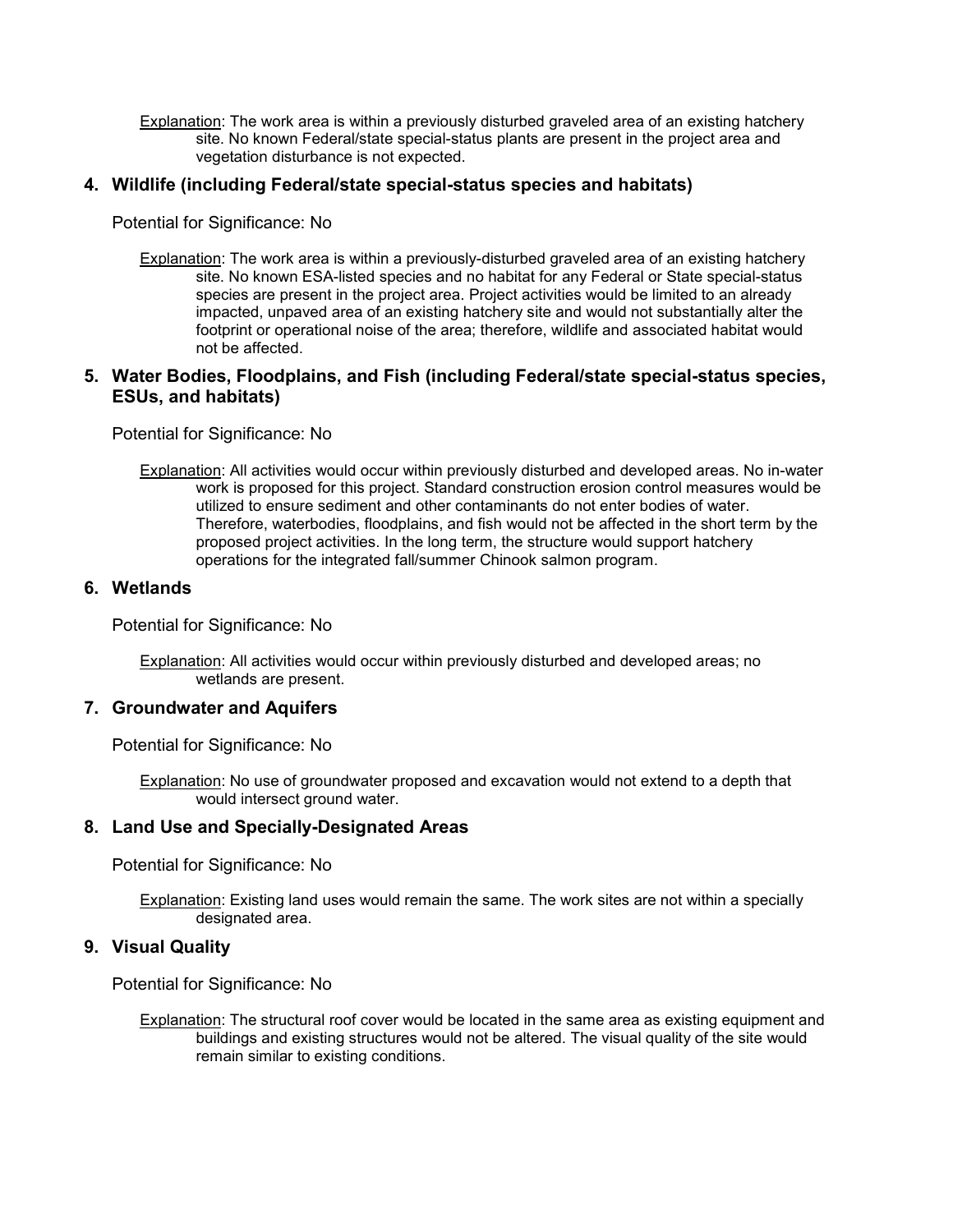Explanation: The work area is within a previously disturbed graveled area of an existing hatchery site. No known Federal/state special-status plants are present in the project area and vegetation disturbance is not expected.

### 4. Wildlife (including Federal/state special-status species and habitats)

Potential for Significance: No

Explanation: The work area is within a previously-disturbed graveled area of an existing hatchery site. No known ESA-listed species and no habitat for any Federal or State special-status species are present in the project area. Project activities would be limited to an already impacted, unpaved area of an existing hatchery site and would not substantially alter the footprint or operational noise of the area; therefore, wildlife and associated habitat would not be affected.

### 5. Water Bodies, Floodplains, and Fish (including Federal/state special-status species, ESUs, and habitats)

Potential for Significance: No

Explanation: All activities would occur within previously disturbed and developed areas. No in-water work is proposed for this project. Standard construction erosion control measures would be utilized to ensure sediment and other contaminants do not enter bodies of water. Therefore, waterbodies, floodplains, and fish would not be affected in the short term by the proposed project activities. In the long term, the structure would support hatchery operations for the integrated fall/summer Chinook salmon program.

### 6. Wetlands

Potential for Significance: No

Explanation: All activities would occur within previously disturbed and developed areas; no wetlands are present.

### 7. Groundwater and Aquifers

Potential for Significance: No

Explanation: No use of groundwater proposed and excavation would not extend to a depth that would intersect ground water.

### 8. Land Use and Specially-Designated Areas

Potential for Significance: No

Explanation: Existing land uses would remain the same. The work sites are not within a specially designated area.

### 9. Visual Quality

Potential for Significance: No

Explanation: The structural roof cover would be located in the same area as existing equipment and buildings and existing structures would not be altered. The visual quality of the site would remain similar to existing conditions.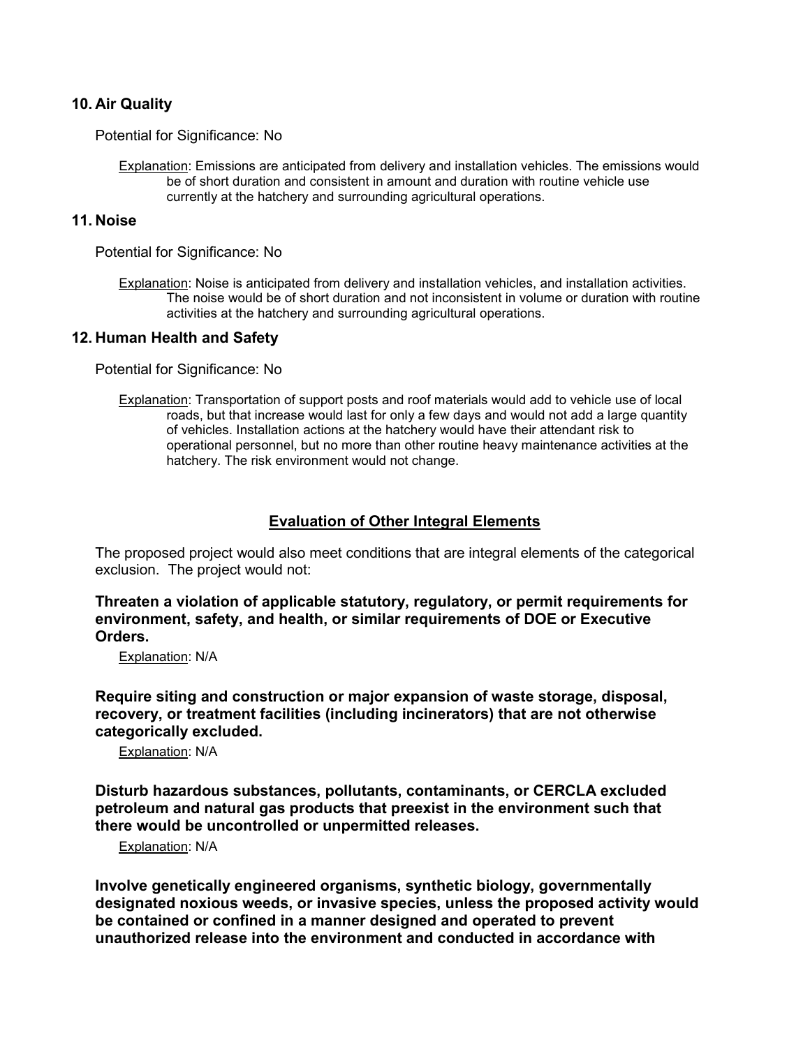## 10. Air Quality

Potential for Significance: No

Explanation: Emissions are anticipated from delivery and installation vehicles. The emissions would be of short duration and consistent in amount and duration with routine vehicle use currently at the hatchery and surrounding agricultural operations.

## 11. Noise

Potential for Significance: No

Explanation: Noise is anticipated from delivery and installation vehicles, and installation activities. The noise would be of short duration and not inconsistent in volume or duration with routine activities at the hatchery and surrounding agricultural operations.

## 12. Human Health and Safety

Potential for Significance: No

Explanation: Transportation of support posts and roof materials would add to vehicle use of local roads, but that increase would last for only a few days and would not add a large quantity of vehicles. Installation actions at the hatchery would have their attendant risk to operational personnel, but no more than other routine heavy maintenance activities at the hatchery. The risk environment would not change.

## Evaluation of Other Integral Elements

The proposed project would also meet conditions that are integral elements of the categorical exclusion. The project would not:

**Threaten a violation of applicable statutory, regulatory, or permit requirements for environment, safety, and health, or similar requirements of DOE or Executive Orders.**

Explanation: N/A

**Require siting and construction or major expansion of waste storage, disposal, recovery, or treatment facilities (including incinerators) that are not otherwise categorically excluded.**

Explanation: N/A

**Disturb hazardous substances, pollutants, contaminants, or CERCLA excluded petroleum and natural gas products that preexist in the environment such that there would be uncontrolled or unpermitted releases.**

Explanation: N/A

**Involve genetically engineered organisms, synthetic biology, governmentally designated noxious weeds, or invasive species, unless the proposed activity would be contained or confined in a manner designed and operated to prevent unauthorized release into the environment and conducted in accordance with**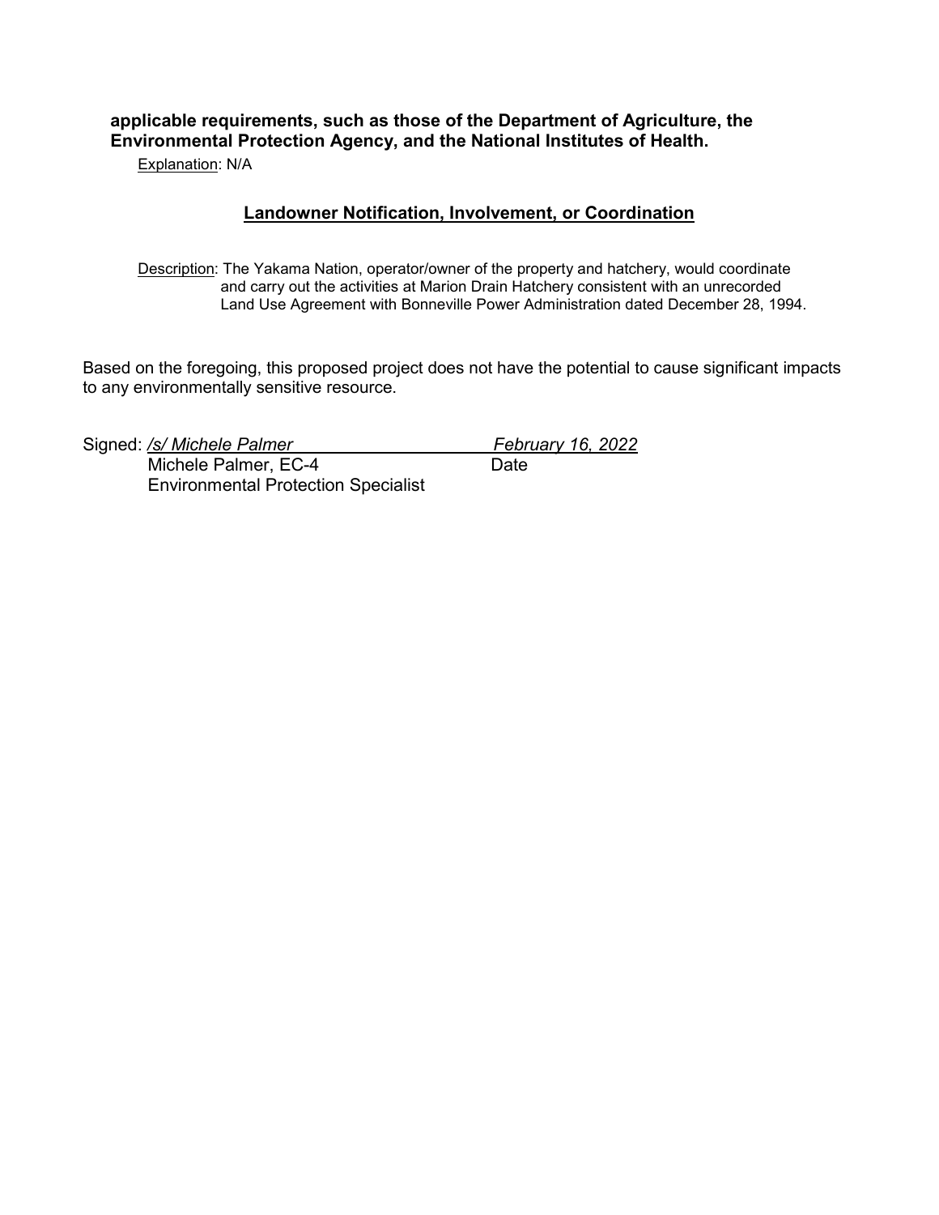**applicable requirements, such as those of the Department of Agriculture, the Environmental Protection Agency, and the National Institutes of Health.**

Explanation: N/A

## Landowner Notification, Involvement, or Coordination

Description: The Yakama Nation, operator/owner of the property and hatchery, would coordinate and carry out the activities at Marion Drain Hatchery consistent with an unrecorded Land Use Agreement with Bonneville Power Administration dated December 28, 1994.

Based on the foregoing, this proposed project does not have the potential to cause significant impacts to any environmentally sensitive resource.

Signed: */s/ Michele Palmer* *February 16, 2022*
Michele Palmer, EC-4 Date
Environmental Protection Specialist